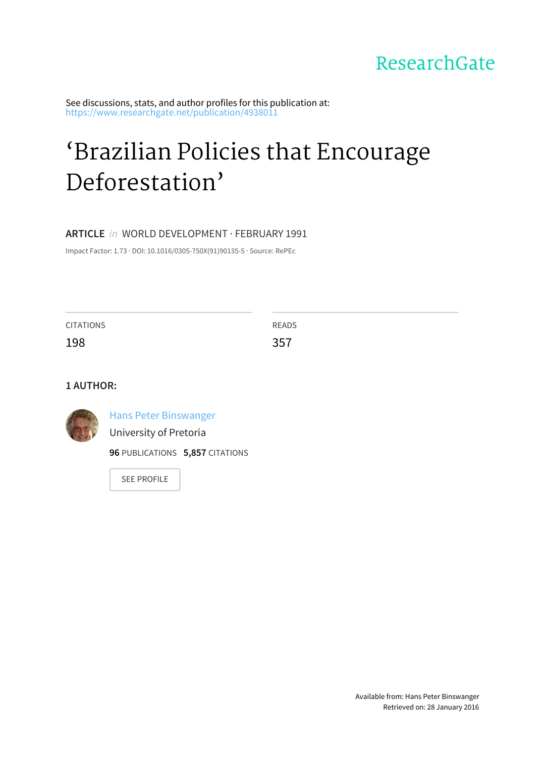ResearchGate

See discussions, stats, and author profiles for this publication at: https://www.researchgate.net/publication/4938011

# ‘Brazilian Policies that Encourage Deforestation’

**ARTICLE** *in* WORLD DEVELOPMENT · FEBRUARY 1991

Impact Factor: 1.73 · DOI: 10.1016/0305-750X(91)90135-5 · Source: RePEc

| CITATIONS | READS |
| --- | --- |
| 198 | 357 |

**1 AUTHOR:**

Hans Peter Binswanger
University of Pretoria
**96** PUBLICATIONS **5,857** CITATIONS

SEE PROFILE

Available from: Hans Peter Binswanger
Retrieved on: 28 January 2016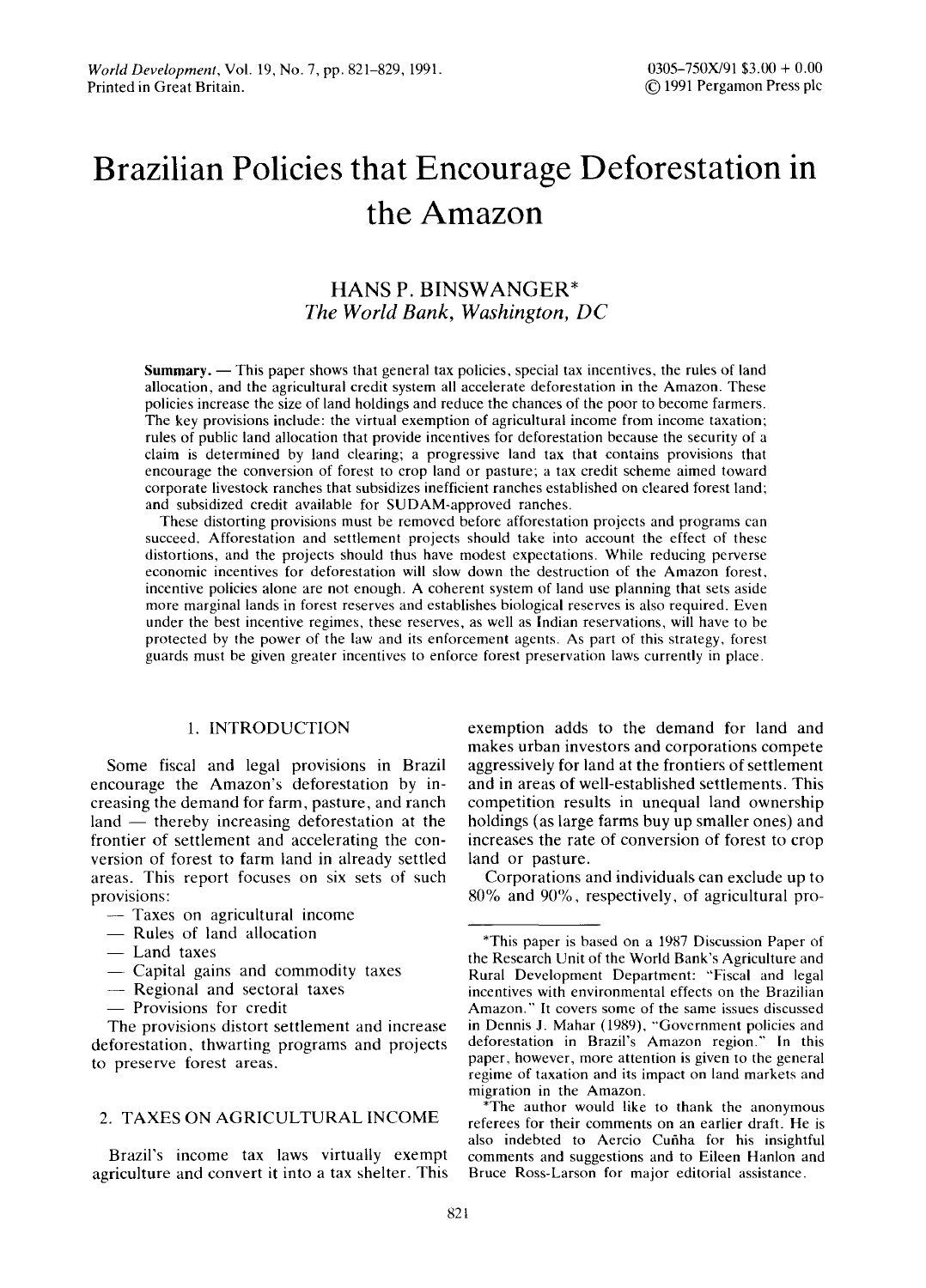# Brazilian Policies that Encourage Deforestation in the Amazon

HANS P. BINSWANGER*
*The World Bank, Washington, DC*

**Summary.** — This paper shows that general tax policies, special tax incentives, the rules of land allocation, and the agricultural credit system all accelerate deforestation in the Amazon. These policies increase the size of land holdings and reduce the chances of the poor to become farmers. The key provisions include: the virtual exemption of agricultural income from income taxation; rules of public land allocation that provide incentives for deforestation because the security of a claim is determined by land clearing; a progressive land tax that contains provisions that encourage the conversion of forest to crop land or pasture; a tax credit scheme aimed toward corporate livestock ranches that subsidizes inefficient ranches established on cleared forest land; and subsidized credit available for SUDAM-approved ranches.

These distorting provisions must be removed before afforestation projects and programs can succeed. Afforestation and settlement projects should take into account the effect of these distortions, and the projects should thus have modest expectations. While reducing perverse economic incentives for deforestation will slow down the destruction of the Amazon forest, incentive policies alone are not enough. A coherent system of land use planning that sets aside more marginal lands in forest reserves and establishes biological reserves is also required. Even under the best incentive regimes, these reserves, as well as Indian reservations, will have to be protected by the power of the law and its enforcement agents. As part of this strategy, forest guards must be given greater incentives to enforce forest preservation laws currently in place.

## 1. INTRODUCTION

Some fiscal and legal provisions in Brazil encourage the Amazon's deforestation by increasing the demand for farm, pasture, and ranch land — thereby increasing deforestation at the frontier of settlement and accelerating the conversion of forest to farm land in already settled areas. This report focuses on six sets of such provisions:

- Taxes on agricultural income
- Rules of land allocation
- Land taxes
- Capital gains and commodity taxes
- Regional and sectoral taxes
- Provisions for credit

The provisions distort settlement and increase deforestation, thwarting programs and projects to preserve forest areas.

## 2. TAXES ON AGRICULTURAL INCOME

Brazil's income tax laws virtually exempt agriculture and convert it into a tax shelter. This exemption adds to the demand for land and makes urban investors and corporations compete aggressively for land at the frontiers of settlement and in areas of well-established settlements. This competition results in unequal land ownership holdings (as large farms buy up smaller ones) and increases the rate of conversion of forest to crop land or pasture.

Corporations and individuals can exclude up to 80% and 90%, respectively, of agricultural pro-

*This paper is based on a 1987 Discussion Paper of the Research Unit of the World Bank's Agriculture and Rural Development Department: "Fiscal and legal incentives with environmental effects on the Brazilian Amazon." It covers some of the same issues discussed in Dennis J. Mahar (1989), "Government policies and deforestation in Brazil's Amazon region." In this paper, however, more attention is given to the general regime of taxation and its impact on land markets and migration in the Amazon.

*The author would like to thank the anonymous referees for their comments on an earlier draft. He is also indebted to Aercio Cuñha for his insightful comments and suggestions and to Eileen Hanlon and Bruce Ross-Larson for major editorial assistance.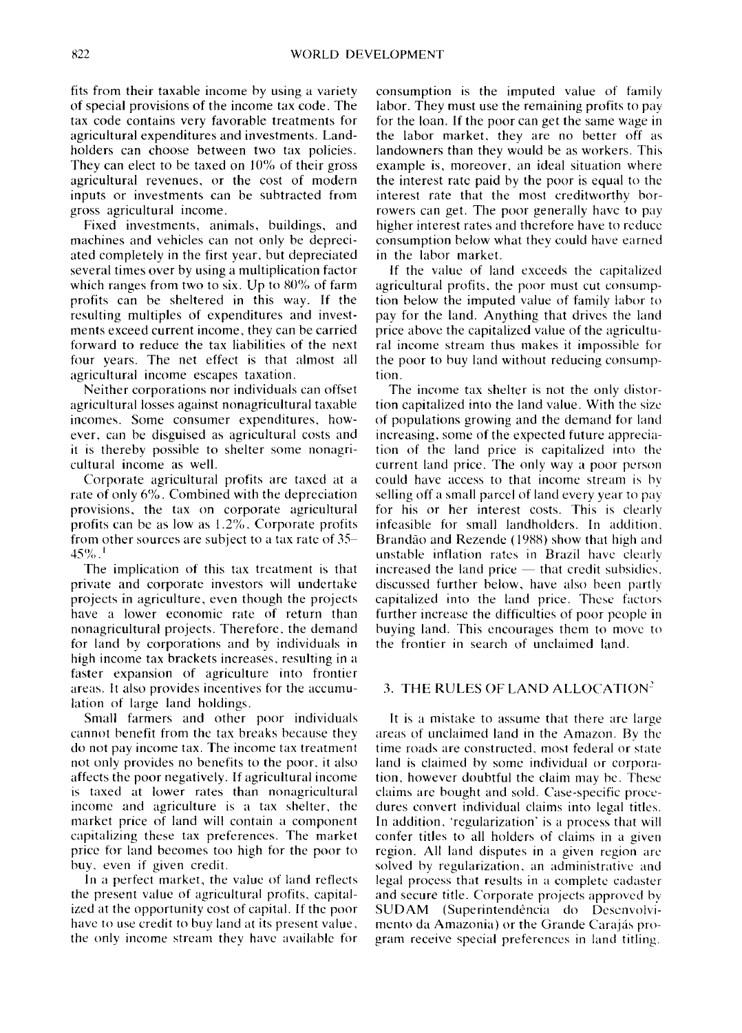fits from their taxable income by using a variety of special provisions of the income tax code. The tax code contains very favorable treatments for agricultural expenditures and investments. Landholders can choose between two tax policies. They can elect to be taxed on 10% of their gross agricultural revenues, or the cost of modern inputs or investments can be subtracted from gross agricultural income.

Fixed investments, animals, buildings, and machines and vehicles can not only be depreciated completely in the first year, but depreciated several times over by using a multiplication factor which ranges from two to six. Up to 80% of farm profits can be sheltered in this way. If the resulting multiples of expenditures and investments exceed current income, they can be carried forward to reduce the tax liabilities of the next four years. The net effect is that almost all agricultural income escapes taxation.

Neither corporations nor individuals can offset agricultural losses against nonagricultural taxable incomes. Some consumer expenditures, however, can be disguised as agricultural costs and it is thereby possible to shelter some nonagricultural income as well.

Corporate agricultural profits are taxed at a rate of only 6%. Combined with the depreciation provisions, the tax on corporate agricultural profits can be as low as 1.2%. Corporate profits from other sources are subject to a tax rate of 35–45%.[1]

The implication of this tax treatment is that private and corporate investors will undertake projects in agriculture, even though the projects have a lower economic rate of return than nonagricultural projects. Therefore, the demand for land by corporations and by individuals in high income tax brackets increases, resulting in a faster expansion of agriculture into frontier areas. It also provides incentives for the accumulation of large land holdings.

Small farmers and other poor individuals cannot benefit from the tax breaks because they do not pay income tax. The income tax treatment not only provides no benefits to the poor, it also affects the poor negatively. If agricultural income is taxed at lower rates than nonagricultural income and agriculture is a tax shelter, the market price of land will contain a component capitalizing these tax preferences. The market price for land becomes too high for the poor to buy, even if given credit.

In a perfect market, the value of land reflects the present value of agricultural profits, capitalized at the opportunity cost of capital. If the poor have to use credit to buy land at its present value, the only income stream they have available for consumption is the imputed value of family labor. They must use the remaining profits to pay for the loan. If the poor can get the same wage in the labor market, they are no better off as landowners than they would be as workers. This example is, moreover, an ideal situation where the interest rate paid by the poor is equal to the interest rate that the most creditworthy borrowers can get. The poor generally have to pay higher interest rates and therefore have to reduce consumption below what they could have earned in the labor market.

If the value of land exceeds the capitalized agricultural profits, the poor must cut consumption below the imputed value of family labor to pay for the land. Anything that drives the land price above the capitalized value of the agricultural income stream thus makes it impossible for the poor to buy land without reducing consumption.

The income tax shelter is not the only distortion capitalized into the land value. With the size of populations growing and the demand for land increasing, some of the expected future appreciation of the land price is capitalized into the current land price. The only way a poor person could have access to that income stream is by selling off a small parcel of land every year to pay for his or her interest costs. This is clearly infeasible for small landholders. In addition, Brandão and Rezende (1988) show that high and unstable inflation rates in Brazil have clearly increased the land price — that credit subsidies, discussed further below, have also been partly capitalized into the land price. These factors further increase the difficulties of poor people in buying land. This encourages them to move to the frontier in search of unclaimed land.

## 3. THE RULES OF LAND ALLOCATION[2]

It is a mistake to assume that there are large areas of unclaimed land in the Amazon. By the time roads are constructed, most federal or state land is claimed by some individual or corporation, however doubtful the claim may be. These claims are bought and sold. Case-specific procedures convert individual claims into legal titles. In addition, 'regularization' is a process that will confer titles to all holders of claims in a given region. All land disputes in a given region are solved by regularization, an administrative and legal process that results in a complete cadaster and secure title. Corporate projects approved by SUDAM (Superintendência do Desenvolvimento da Amazonia) or the Grande Carajás program receive special preferences in land titling.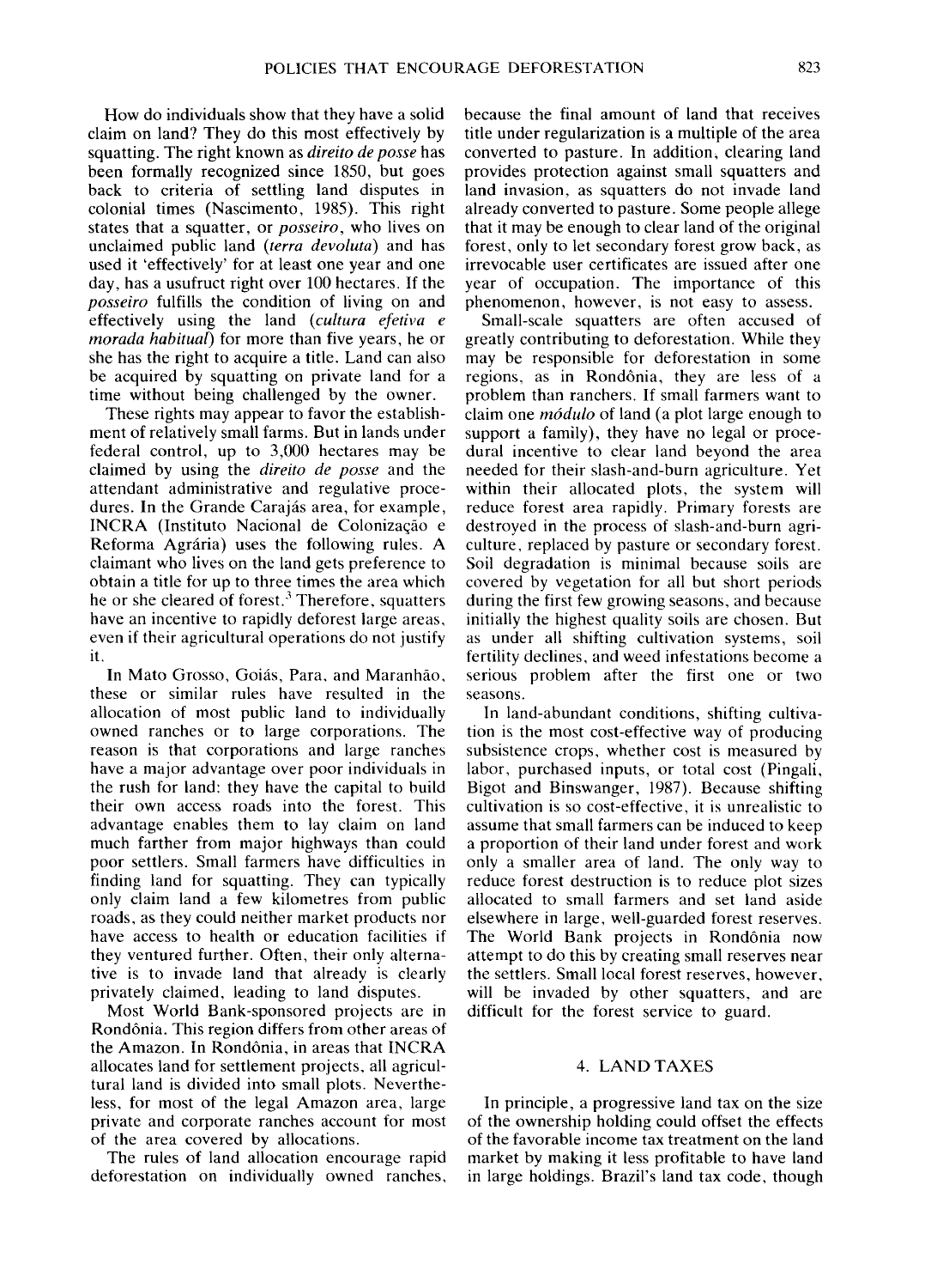How do individuals show that they have a solid claim on land? They do this most effectively by squatting. The right known as *direito de posse* has been formally recognized since 1850, but goes back to criteria of settling land disputes in colonial times (Nascimento, 1985). This right states that a squatter, or *posseiro*, who lives on unclaimed public land (*terra devoluta*) and has used it 'effectively' for at least one year and one day, has a usufruct right over 100 hectares. If the *posseiro* fulfills the condition of living on and effectively using the land (*cultura efetiva e morada habitual*) for more than five years, he or she has the right to acquire a title. Land can also be acquired by squatting on private land for a time without being challenged by the owner.

These rights may appear to favor the establishment of relatively small farms. But in lands under federal control, up to 3,000 hectares may be claimed by using the *direito de posse* and the attendant administrative and regulative procedures. In the Grande Carajás area, for example, INCRA (Instituto Nacional de Colonização e Reforma Agrária) uses the following rules. A claimant who lives on the land gets preference to obtain a title for up to three times the area which he or she cleared of forest.[3] Therefore, squatters have an incentive to rapidly deforest large areas, even if their agricultural operations do not justify it.

In Mato Grosso, Goiás, Para, and Maranhão, these or similar rules have resulted in the allocation of most public land to individually owned ranches or to large corporations. The reason is that corporations and large ranches have a major advantage over poor individuals in the rush for land: they have the capital to build their own access roads into the forest. This advantage enables them to lay claim on land much farther from major highways than could poor settlers. Small farmers have difficulties in finding land for squatting. They can typically only claim land a few kilometres from public roads, as they could neither market products nor have access to health or education facilities if they ventured further. Often, their only alternative is to invade land that already is clearly privately claimed, leading to land disputes.

Most World Bank-sponsored projects are in Rondônia. This region differs from other areas of the Amazon. In Rondônia, in areas that INCRA allocates land for settlement projects, all agricultural land is divided into small plots. Nevertheless, for most of the legal Amazon area, large private and corporate ranches account for most of the area covered by allocations.

The rules of land allocation encourage rapid deforestation on individually owned ranches, because the final amount of land that receives title under regularization is a multiple of the area converted to pasture. In addition, clearing land provides protection against small squatters and land invasion, as squatters do not invade land already converted to pasture. Some people allege that it may be enough to clear land of the original forest, only to let secondary forest grow back, as irrevocable user certificates are issued after one year of occupation. The importance of this phenomenon, however, is not easy to assess.

Small-scale squatters are often accused of greatly contributing to deforestation. While they may be responsible for deforestation in some regions, as in Rondônia, they are less of a problem than ranchers. If small farmers want to claim one *módulo* of land (a plot large enough to support a family), they have no legal or procedural incentive to clear land beyond the area needed for their slash-and-burn agriculture. Yet within their allocated plots, the system will reduce forest area rapidly. Primary forests are destroyed in the process of slash-and-burn agriculture, replaced by pasture or secondary forest. Soil degradation is minimal because soils are covered by vegetation for all but short periods during the first few growing seasons, and because initially the highest quality soils are chosen. But as under all shifting cultivation systems, soil fertility declines, and weed infestations become a serious problem after the first one or two seasons.

In land-abundant conditions, shifting cultivation is the most cost-effective way of producing subsistence crops, whether cost is measured by labor, purchased inputs, or total cost (Pingali, Bigot and Binswanger, 1987). Because shifting cultivation is so cost-effective, it is unrealistic to assume that small farmers can be induced to keep a proportion of their land under forest and work only a smaller area of land. The only way to reduce forest destruction is to reduce plot sizes allocated to small farmers and set land aside elsewhere in large, well-guarded forest reserves. The World Bank projects in Rondônia now attempt to do this by creating small reserves near the settlers. Small local forest reserves, however, will be invaded by other squatters, and are difficult for the forest service to guard.

## 4. LAND TAXES

In principle, a progressive land tax on the size of the ownership holding could offset the effects of the favorable income tax treatment on the land market by making it less profitable to have land in large holdings. Brazil's land tax code, though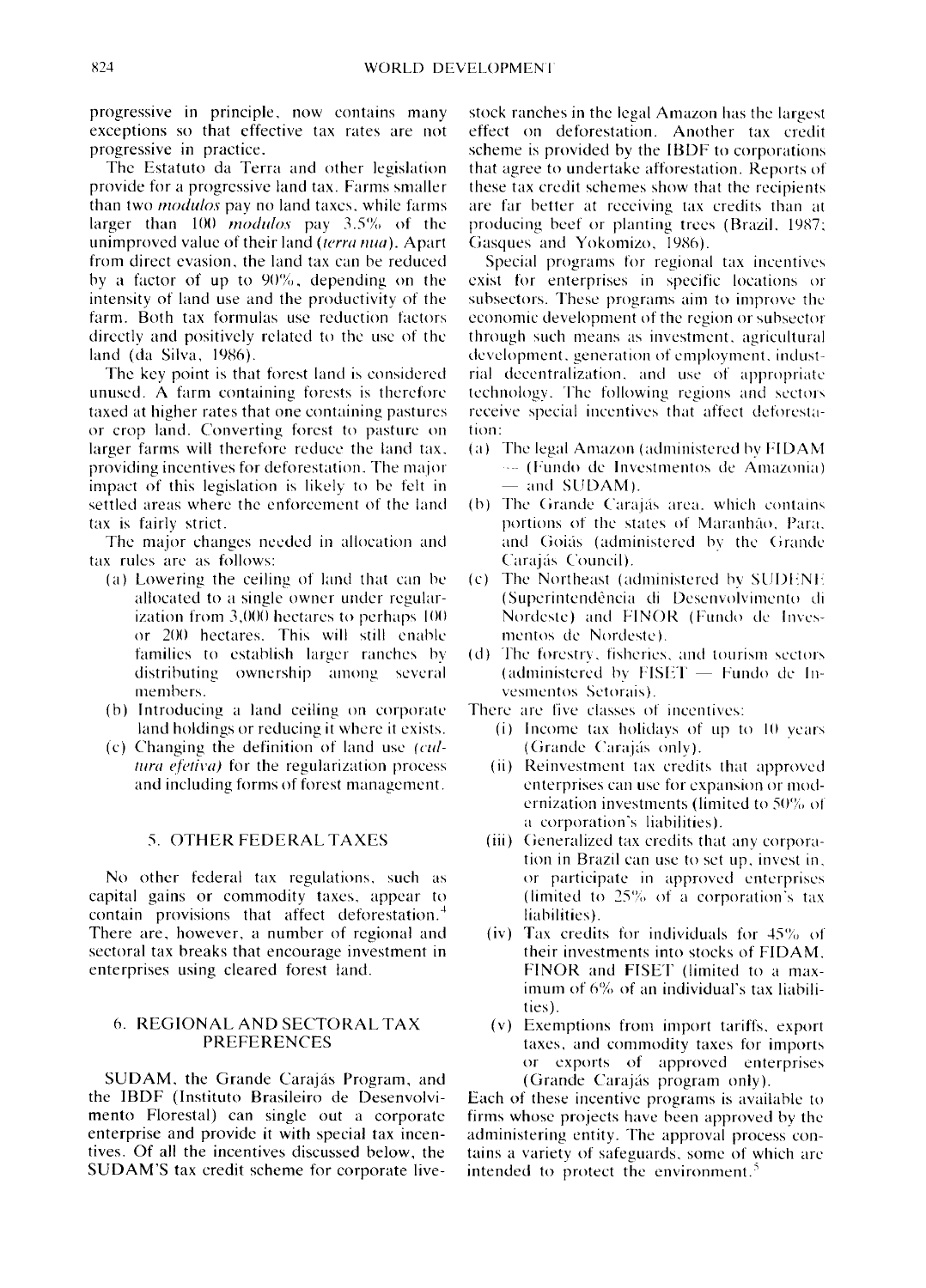progressive in principle, now contains many exceptions so that effective tax rates are not progressive in practice.

The Estatuto da Terra and other legislation provide for a progressive land tax. Farms smaller than two *modulos* pay no land taxes, while farms larger than 100 *modulos* pay 3.5% of the unimproved value of their land (*terra nua*). Apart from direct evasion, the land tax can be reduced by a factor of up to 90%, depending on the intensity of land use and the productivity of the farm. Both tax formulas use reduction factors directly and positively related to the use of the land (da Silva, 1986).

The key point is that forest land is considered unused. A farm containing forests is therefore taxed at higher rates that one containing pastures or crop land. Converting forest to pasture on larger farms will therefore reduce the land tax, providing incentives for deforestation. The major impact of this legislation is likely to be felt in settled areas where the enforcement of the land tax is fairly strict.

The major changes needed in allocation and tax rules are as follows:

(a) Lowering the ceiling of land that can be allocated to a single owner under regularization from 3,000 hectares to perhaps 100 or 200 hectares. This will still enable families to establish larger ranches by distributing ownership among several members.

(b) Introducing a land ceiling on corporate land holdings or reducing it where it exists.

(c) Changing the definition of land use (*cultura efetiva*) for the regularization process and including forms of forest management.

## 5. OTHER FEDERAL TAXES

No other federal tax regulations, such as capital gains or commodity taxes, appear to contain provisions that affect deforestation.[4] There are, however, a number of regional and sectoral tax breaks that encourage investment in enterprises using cleared forest land.

## 6. REGIONAL AND SECTORAL TAX PREFERENCES

SUDAM, the Grande Carajás Program, and the IBDF (Instituto Brasileiro de Desenvolvimento Florestal) can single out a corporate enterprise and provide it with special tax incentives. Of all the incentives discussed below, the SUDAM'S tax credit scheme for corporate livestock ranches in the legal Amazon has the largest effect on deforestation. Another tax credit scheme is provided by the IBDF to corporations that agree to undertake afforestation. Reports of these tax credit schemes show that the recipients are far better at receiving tax credits than at producing beef or planting trees (Brazil, 1987; Gasques and Yokomizo, 1986).

Special programs for regional tax incentives exist for enterprises in specific locations or subsectors. These programs aim to improve the economic development of the region or subsector through such means as investment, agricultural development, generation of employment, industrial decentralization, and use of appropriate technology. The following regions and sectors receive special incentives that affect deforestation:

(a) The legal Amazon (administered by FIDAM — (Fundo de Investmentos de Amazonia) — and SUDAM).

(b) The Grande Carajás area, which contains portions of the states of Maranhão, Para, and Goiás (administered by the Grande Carajás Council).

(c) The Northeast (administered by SUDENE (Superintendência di Desenvolvimento di Nordeste) and FINOR (Fundo de Investmentos de Nordeste).

(d) The forestry, fisheries, and tourism sectors (administered by FISET — Fundo de Investmentos Setorais).

There are five classes of incentives:

(i) Income tax holidays of up to 10 years (Grande Carajás only).

(ii) Reinvestment tax credits that approved enterprises can use for expansion or modernization investments (limited to 50% of a corporation's liabilities).

(iii) Generalized tax credits that any corporation in Brazil can use to set up, invest in, or participate in approved enterprises (limited to 25% of a corporation's tax liabilities).

(iv) Tax credits for individuals for 45% of their investments into stocks of FIDAM, FINOR and FISET (limited to a maximum of 6% of an individual's tax liabilities).

(v) Exemptions from import tariffs, export taxes, and commodity taxes for imports or exports of approved enterprises (Grande Carajás program only).

Each of these incentive programs is available to firms whose projects have been approved by the administering entity. The approval process contains a variety of safeguards, some of which are intended to protect the environment.[5]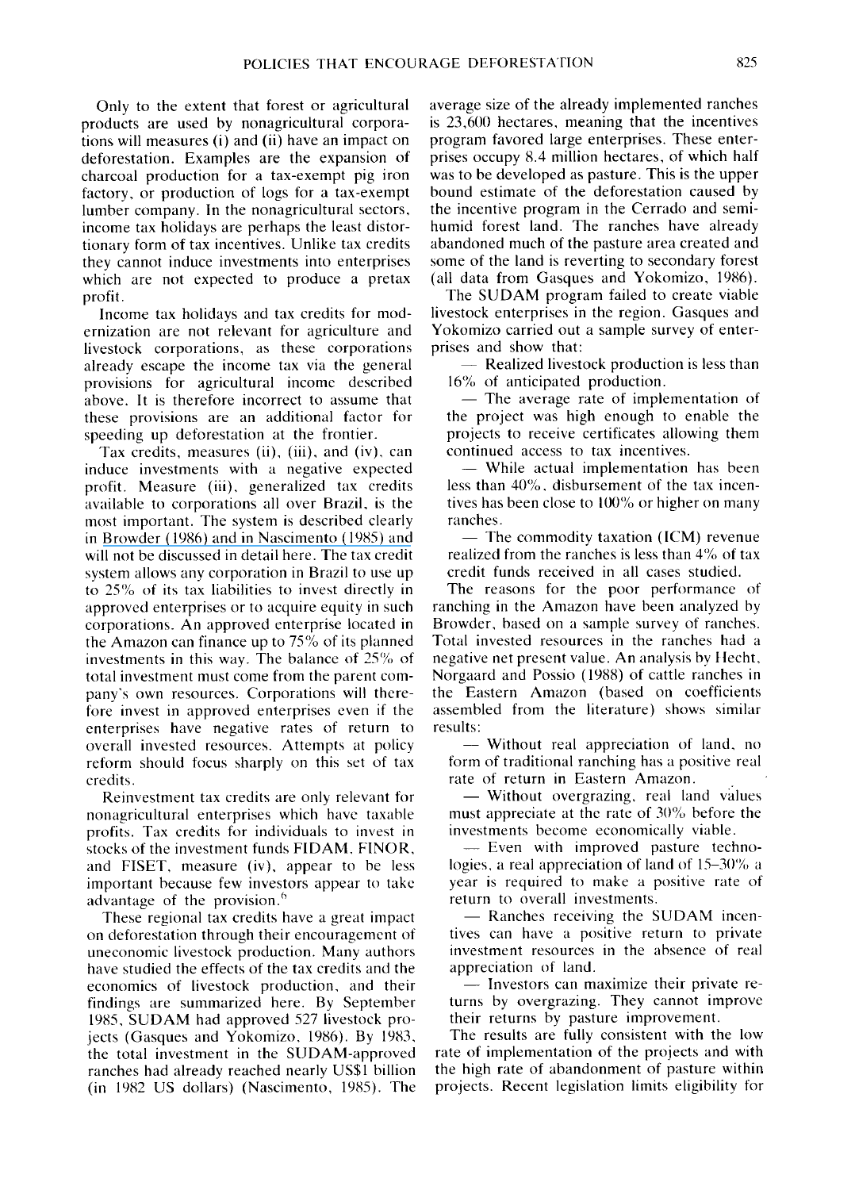Only to the extent that forest or agricultural products are used by nonagricultural corporations will measures (i) and (ii) have an impact on deforestation. Examples are the expansion of charcoal production for a tax-exempt pig iron factory, or production of logs for a tax-exempt lumber company. In the nonagricultural sectors, income tax holidays are perhaps the least distortionary form of tax incentives. Unlike tax credits they cannot induce investments into enterprises which are not expected to produce a pretax profit.

Income tax holidays and tax credits for modernization are not relevant for agriculture and livestock corporations, as these corporations already escape the income tax via the general provisions for agricultural income described above. It is therefore incorrect to assume that these provisions are an additional factor for speeding up deforestation at the frontier.

Tax credits, measures (ii), (iii), and (iv), can induce investments with a negative expected profit. Measure (iii), generalized tax credits available to corporations all over Brazil, is the most important. The system is described clearly in Browder (1986) and in Nascimento (1985) and will not be discussed in detail here. The tax credit system allows any corporation in Brazil to use up to 25% of its tax liabilities to invest directly in approved enterprises or to acquire equity in such corporations. An approved enterprise located in the Amazon can finance up to 75% of its planned investments in this way. The balance of 25% of total investment must come from the parent company's own resources. Corporations will therefore invest in approved enterprises even if the enterprises have negative rates of return to overall invested resources. Attempts at policy reform should focus sharply on this set of tax credits.

Reinvestment tax credits are only relevant for nonagricultural enterprises which have taxable profits. Tax credits for individuals to invest in stocks of the investment funds FIDAM, FINOR, and FISET, measure (iv), appear to be less important because few investors appear to take advantage of the provision.[6]

These regional tax credits have a great impact on deforestation through their encouragement of uneconomic livestock production. Many authors have studied the effects of the tax credits and the economics of livestock production, and their findings are summarized here. By September 1985, SUDAM had approved 527 livestock projects (Gasques and Yokomizo, 1986). By 1983, the total investment in the SUDAM-approved ranches had already reached nearly US$1 billion (in 1982 US dollars) (Nascimento, 1985). The average size of the already implemented ranches is 23,600 hectares, meaning that the incentives program favored large enterprises. These enterprises occupy 8.4 million hectares, of which half was to be developed as pasture. This is the upper bound estimate of the deforestation caused by the incentive program in the Cerrado and semi-humid forest land. The ranches have already abandoned much of the pasture area created and some of the land is reverting to secondary forest (all data from Gasques and Yokomizo, 1986).

The SUDAM program failed to create viable livestock enterprises in the region. Gasques and Yokomizo carried out a sample survey of enterprises and show that:

- Realized livestock production is less than 16% of anticipated production.
- The average rate of implementation of the project was high enough to enable the projects to receive certificates allowing them continued access to tax incentives.
- While actual implementation has been less than 40%, disbursement of the tax incentives has been close to 100% or higher on many ranches.
- The commodity taxation (ICM) revenue realized from the ranches is less than 4% of tax credit funds received in all cases studied.

The reasons for the poor performance of ranching in the Amazon have been analyzed by Browder, based on a sample survey of ranches. Total invested resources in the ranches had a negative net present value. An analysis by Hecht, Norgaard and Possio (1988) of cattle ranches in the Eastern Amazon (based on coefficients assembled from the literature) shows similar results:

- Without real appreciation of land, no form of traditional ranching has a positive real rate of return in Eastern Amazon.
- Without overgrazing, real land values must appreciate at the rate of 30% before the investments become economically viable.
- Even with improved pasture technologies, a real appreciation of land of 15–30% a year is required to make a positive rate of return to overall investments.
- Ranches receiving the SUDAM incentives can have a positive return to private investment resources in the absence of real appreciation of land.
- Investors can maximize their private returns by overgrazing. They cannot improve their returns by pasture improvement.

The results are fully consistent with the low rate of implementation of the projects and with the high rate of abandonment of pasture within projects. Recent legislation limits eligibility for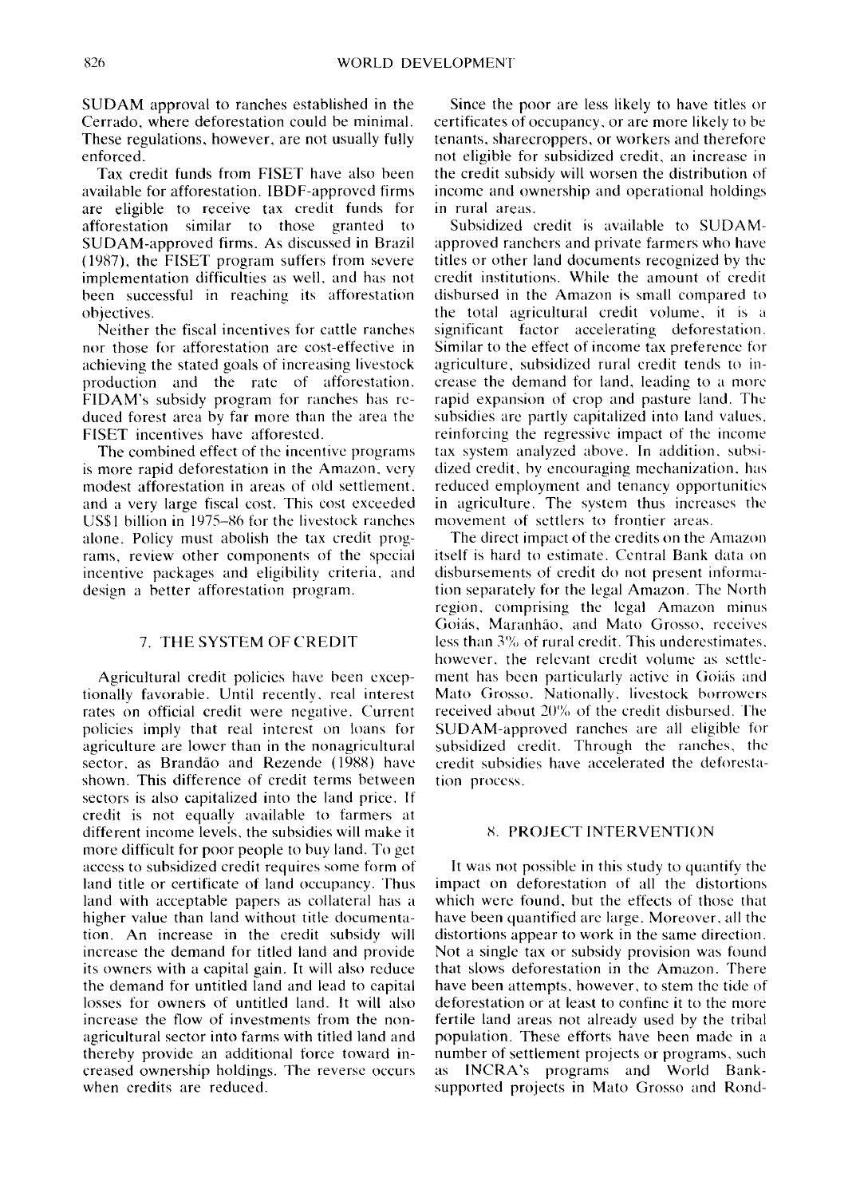SUDAM approval to ranches established in the Cerrado, where deforestation could be minimal. These regulations, however, are not usually fully enforced.

Tax credit funds from FISET have also been available for afforestation. IBDF-approved firms are eligible to receive tax credit funds for afforestation similar to those granted to SUDAM-approved firms. As discussed in Brazil (1987), the FISET program suffers from severe implementation difficulties as well, and has not been successful in reaching its afforestation objectives.

Neither the fiscal incentives for cattle ranches nor those for afforestation are cost-effective in achieving the stated goals of increasing livestock production and the rate of afforestation. FIDAM's subsidy program for ranches has reduced forest area by far more than the area the FISET incentives have afforested.

The combined effect of the incentive programs is more rapid deforestation in the Amazon, very modest afforestation in areas of old settlement, and a very large fiscal cost. This cost exceeded US$1 billion in 1975–86 for the livestock ranches alone. Policy must abolish the tax credit programs, review other components of the special incentive packages and eligibility criteria, and design a better afforestation program.

## 7. THE SYSTEM OF CREDIT

Agricultural credit policies have been exceptionally favorable. Until recently, real interest rates on official credit were negative. Current policies imply that real interest on loans for agriculture are lower than in the nonagricultural sector, as Brandão and Rezende (1988) have shown. This difference of credit terms between sectors is also capitalized into the land price. If credit is not equally available to farmers at different income levels, the subsidies will make it more difficult for poor people to buy land. To get access to subsidized credit requires some form of land title or certificate of land occupancy. Thus land with acceptable papers as collateral has a higher value than land without title documentation. An increase in the credit subsidy will increase the demand for titled land and provide its owners with a capital gain. It will also reduce the demand for untitled land and lead to capital losses for owners of untitled land. It will also increase the flow of investments from the nonagricultural sector into farms with titled land and thereby provide an additional force toward increased ownership holdings. The reverse occurs when credits are reduced.

Since the poor are less likely to have titles or certificates of occupancy, or are more likely to be tenants, sharecroppers, or workers and therefore not eligible for subsidized credit, an increase in the credit subsidy will worsen the distribution of income and ownership and operational holdings in rural areas.

Subsidized credit is available to SUDAM-approved ranchers and private farmers who have titles or other land documents recognized by the credit institutions. While the amount of credit disbursed in the Amazon is small compared to the total agricultural credit volume, it is a significant factor accelerating deforestation. Similar to the effect of income tax preference for agriculture, subsidized rural credit tends to increase the demand for land, leading to a more rapid expansion of crop and pasture land. The subsidies are partly capitalized into land values, reinforcing the regressive impact of the income tax system analyzed above. In addition, subsidized credit, by encouraging mechanization, has reduced employment and tenancy opportunities in agriculture. The system thus increases the movement of settlers to frontier areas.

The direct impact of the credits on the Amazon itself is hard to estimate. Central Bank data on disbursements of credit do not present information separately for the legal Amazon. The North region, comprising the legal Amazon minus Goiás, Maranhão, and Mato Grosso, receives less than 3% of rural credit. This underestimates, however, the relevant credit volume as settlement has been particularly active in Goiás and Mato Grosso. Nationally, livestock borrowers received about 20% of the credit disbursed. The SUDAM-approved ranches are all eligible for subsidized credit. Through the ranches, the credit subsidies have accelerated the deforestation process.

## 8. PROJECT INTERVENTION

It was not possible in this study to quantify the impact on deforestation of all the distortions which were found, but the effects of those that have been quantified are large. Moreover, all the distortions appear to work in the same direction. Not a single tax or subsidy provision was found that slows deforestation in the Amazon. There have been attempts, however, to stem the tide of deforestation or at least to confine it to the more fertile land areas not already used by the tribal population. These efforts have been made in a number of settlement projects or programs, such as INCRA's programs and World Bank-supported projects in Mato Grosso and Rond-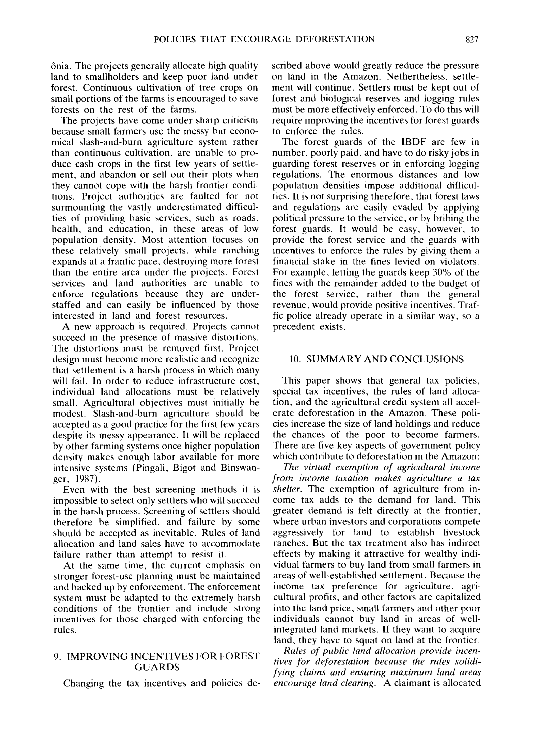ônia. The projects generally allocate high quality land to smallholders and keep poor land under forest. Continuous cultivation of tree crops on small portions of the farms is encouraged to save forests on the rest of the farms.

The projects have come under sharp criticism because small farmers use the messy but economical slash-and-burn agriculture system rather than continuous cultivation, are unable to produce cash crops in the first few years of settlement, and abandon or sell out their plots when they cannot cope with the harsh frontier conditions. Project authorities are faulted for not surmounting the vastly underestimated difficulties of providing basic services, such as roads, health, and education, in these areas of low population density. Most attention focuses on these relatively small projects, while ranching expands at a frantic pace, destroying more forest than the entire area under the projects. Forest services and land authorities are unable to enforce regulations because they are understaffed and can easily be influenced by those interested in land and forest resources.

A new approach is required. Projects cannot succeed in the presence of massive distortions. The distortions must be removed first. Project design must become more realistic and recognize that settlement is a harsh process in which many will fail. In order to reduce infrastructure cost, individual land allocations must be relatively small. Agricultural objectives must initially be modest. Slash-and-burn agriculture should be accepted as a good practice for the first few years despite its messy appearance. It will be replaced by other farming systems once higher population density makes enough labor available for more intensive systems (Pingali, Bigot and Binswanger, 1987).

Even with the best screening methods it is impossible to select only settlers who will succeed in the harsh process. Screening of settlers should therefore be simplified, and failure by some should be accepted as inevitable. Rules of land allocation and land sales have to accommodate failure rather than attempt to resist it.

At the same time, the current emphasis on stronger forest-use planning must be maintained and backed up by enforcement. The enforcement system must be adapted to the extremely harsh conditions of the frontier and include strong incentives for those charged with enforcing the rules.

## 9. IMPROVING INCENTIVES FOR FOREST GUARDS

Changing the tax incentives and policies described above would greatly reduce the pressure on land in the Amazon. Nethertheless, settlement will continue. Settlers must be kept out of forest and biological reserves and logging rules must be more effectively enforced. To do this will require improving the incentives for forest guards to enforce the rules.

The forest guards of the IBDF are few in number, poorly paid, and have to do risky jobs in guarding forest reserves or in enforcing logging regulations. The enormous distances and low population densities impose additional difficulties. It is not surprising therefore, that forest laws and regulations are easily evaded by applying political pressure to the service, or by bribing the forest guards. It would be easy, however, to provide the forest service and the guards with incentives to enforce the rules by giving them a financial stake in the fines levied on violators. For example, letting the guards keep 30% of the fines with the remainder added to the budget of the forest service, rather than the general revenue, would provide positive incentives. Traffic police already operate in a similar way, so a precedent exists.

## 10. SUMMARY AND CONCLUSIONS

This paper shows that general tax policies, special tax incentives, the rules of land allocation, and the agricultural credit system all accelerate deforestation in the Amazon. These policies increase the size of land holdings and reduce the chances of the poor to become farmers. There are five key aspects of government policy which contribute to deforestation in the Amazon:

*The virtual exemption of agricultural income from income taxation makes agriculture a tax shelter.* The exemption of agriculture from income tax adds to the demand for land. This greater demand is felt directly at the frontier, where urban investors and corporations compete aggressively for land to establish livestock ranches. But the tax treatment also has indirect effects by making it attractive for wealthy individual farmers to buy land from small farmers in areas of well-established settlement. Because the income tax preference for agriculture, agricultural profits, and other factors are capitalized into the land price, small farmers and other poor individuals cannot buy land in areas of well-integrated land markets. If they want to acquire land, they have to squat on land at the frontier.

*Rules of public land allocation provide incentives for deforestation because the rules solidifying claims and ensuring maximum land areas encourage land clearing.* A claimant is allocated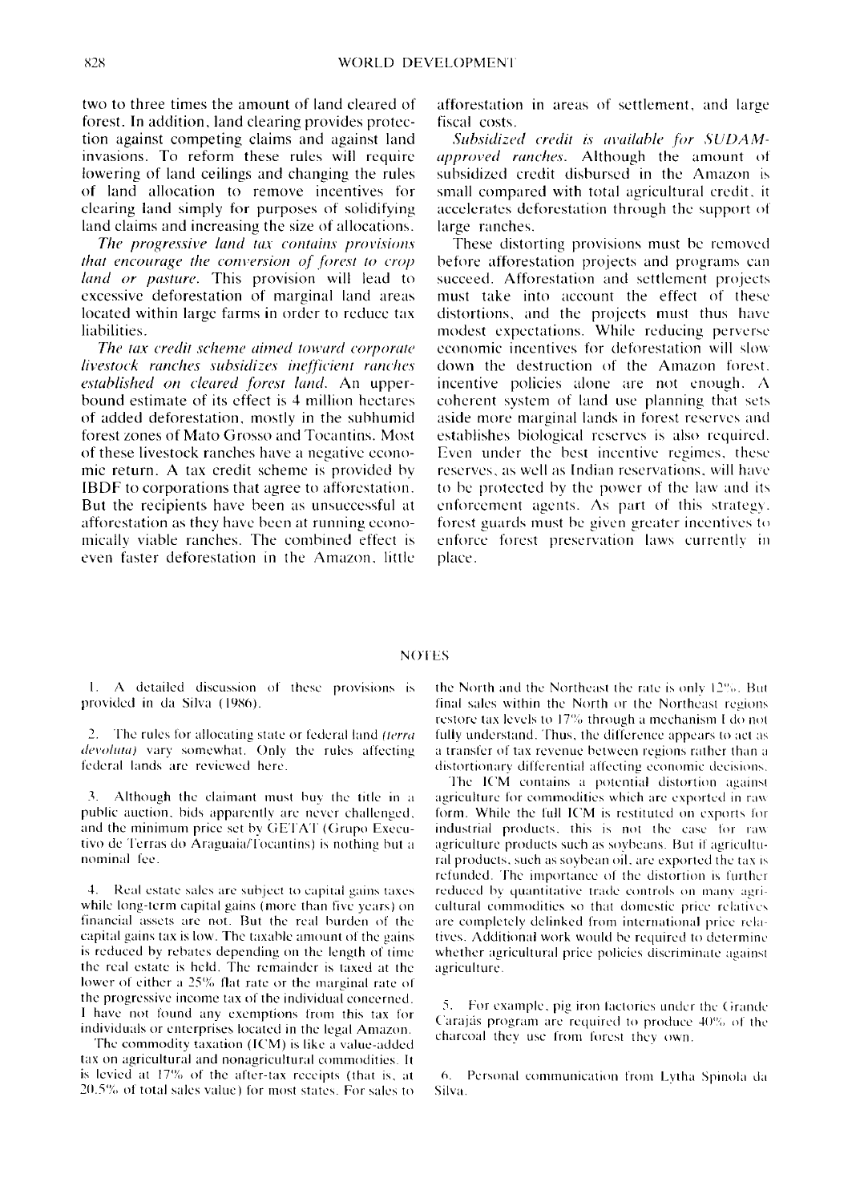two to three times the amount of land cleared of forest. In addition, land clearing provides protection against competing claims and against land invasions. To reform these rules will require lowering of land ceilings and changing the rules of land allocation to remove incentives for clearing land simply for purposes of solidifying land claims and increasing the size of allocations.

*The progressive land tax contains provisions that encourage the conversion of forest to crop land or pasture.* This provision will lead to excessive deforestation of marginal land areas located within large farms in order to reduce tax liabilities.

*The tax credit scheme aimed toward corporate livestock ranches subsidizes inefficient ranches established on cleared forest land.* An upper-bound estimate of its effect is 4 million hectares of added deforestation, mostly in the subhumid forest zones of Mato Grosso and Tocantins. Most of these livestock ranches have a negative economic return. A tax credit scheme is provided by IBDF to corporations that agree to afforestation. But the recipients have been as unsuccessful at afforestation as they have been at running economically viable ranches. The combined effect is even faster deforestation in the Amazon, little afforestation in areas of settlement, and large fiscal costs.

*Subsidized credit is available for SUDAM-approved ranches.* Although the amount of subsidized credit disbursed in the Amazon is small compared with total agricultural credit, it accelerates deforestation through the support of large ranches.

These distorting provisions must be removed before afforestation projects and programs can succeed. Afforestation and settlement projects must take into account the effect of these distortions, and the projects must thus have modest expectations. While reducing perverse economic incentives for deforestation will slow down the destruction of the Amazon forest, incentive policies alone are not enough. A coherent system of land use planning that sets aside more marginal lands in forest reserves and establishes biological reserves is also required. Even under the best incentive regimes, these reserves, as well as Indian reservations, will have to be protected by the power of the law and its enforcement agents. As part of this strategy, forest guards must be given greater incentives to enforce forest preservation laws currently in place.

## NOTES

1. A detailed discussion of these provisions is provided in da Silva (1986).

2. The rules for allocating state or federal land (*terra devoluta*) vary somewhat. Only the rules affecting federal lands are reviewed here.

3. Although the claimant must buy the title in a public auction, bids apparently are never challenged, and the minimum price set by GETAT (Grupo Executivo de Terras do Araguaia/Tocantins) is nothing but a nominal fee.

4. Real estate sales are subject to capital gains taxes while long-term capital gains (more than five years) on financial assets are not. But the real burden of the capital gains tax is low. The taxable amount of the gains is reduced by rebates depending on the length of time the real estate is held. The remainder is taxed at the lower of either a 25% flat rate or the marginal rate of the progressive income tax of the individual concerned. I have not found any exemptions from this tax for individuals or enterprises located in the legal Amazon.

The commodity taxation (ICM) is like a value-added tax on agricultural and nonagricultural commodities. It is levied at 17% of the after-tax receipts (that is, at 20.5% of total sales value) for most states. For sales to the North and the Northeast the rate is only 12%. But final sales within the North or the Northeast regions restore tax levels to 17% through a mechanism I do not fully understand. Thus, the difference appears to act as a transfer of tax revenue between regions rather than a distortionary differential affecting economic decisions.

The ICM contains a potential distortion against agriculture for commodities which are exported in raw form. While the full ICM is restituted on exports for industrial products, this is not the case for raw agriculture products such as soybeans. But if agricultural products, such as soybean oil, are exported the tax is refunded. The importance of the distortion is further reduced by quantitative trade controls on many agricultural commodities so that domestic price relatives are completely delinked from international price relatives. Additional work would be required to determine whether agricultural price policies discriminate against agriculture.

5. For example, pig iron factories under the Grande Carajás program are required to produce 40% of the charcoal they use from forest they own.

6. Personal communication from Lytha Spinola da Silva.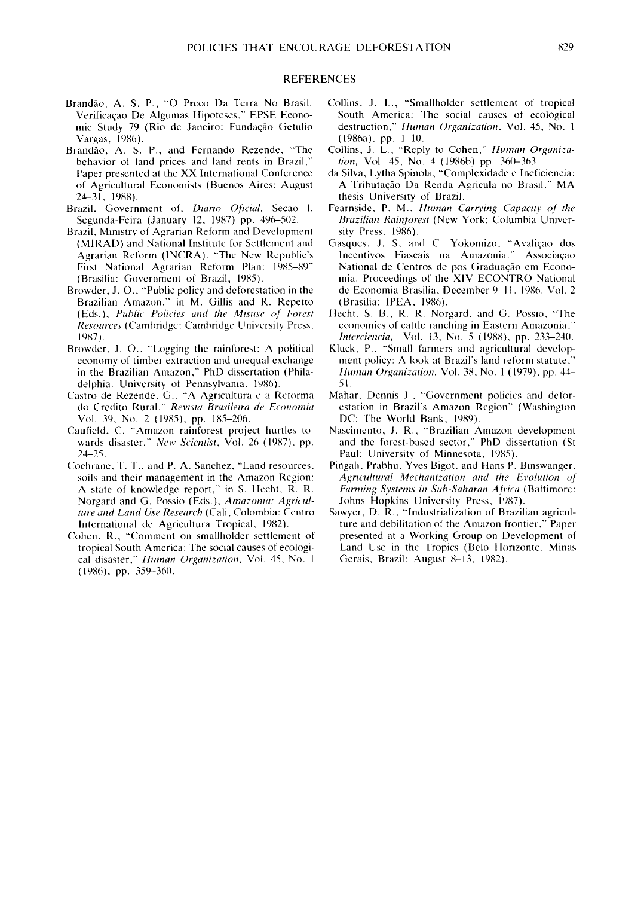## REFERENCES

Brandão, A. S. P., "O Preco Da Terra No Brasil: Verificação De Algumas Hipoteses," EPSE Economic Study 79 (Rio de Janeiro: Fundação Getulio Vargas, 1986).

Brandão, A. S. P., and Fernando Rezende, "The behavior of land prices and land rents in Brazil," Paper presented at the XX International Conference of Agricultural Economists (Buenos Aires: August 24–31, 1988).

Brazil, Government of, *Diario Oficial*, Secao 1. Segunda-Feira (January 12, 1987) pp. 496–502.

Brazil, Ministry of Agrarian Reform and Development (MIRAD) and National Institute for Settlement and Agrarian Reform (INCRA), "The New Republic's First National Agrarian Reform Plan: 1985–89" (Brasilia: Government of Brazil, 1985).

Browder, J. O., "Public policy and deforestation in the Brazilian Amazon," in M. Gillis and R. Repetto (Eds.), *Public Policies and the Misuse of Forest Resources* (Cambridge: Cambridge University Press, 1987).

Browder, J. O., "Logging the rainforest: A political economy of timber extraction and unequal exchange in the Brazilian Amazon," PhD dissertation (Philadelphia: University of Pennsylvania, 1986).

Castro de Rezende, G., "A Agricultura e a Reforma do Credito Rural," *Revista Brasileira de Economia* Vol. 39, No. 2 (1985), pp. 185–206.

Caufield, C. "Amazon rainforest project hurtles towards disaster," *New Scientist*, Vol. 26 (1987), pp. 24–25.

Cochrane, T. T., and P. A. Sanchez, "Land resources, soils and their management in the Amazon Region: A state of knowledge report," in S. Hecht, R. R. Norgard and G. Possio (Eds.), *Amazonia: Agriculture and Land Use Research* (Cali, Colombia: Centro International de Agricultura Tropical, 1982).

Cohen, R., "Comment on smallholder settlement of tropical South America: The social causes of ecological disaster," *Human Organization*, Vol. 45, No. 1 (1986), pp. 359–360.

Collins, J. L., "Smallholder settlement of tropical South America: The social causes of ecological destruction," *Human Organization*, Vol. 45, No. 1 (1986a), pp. 1–10.

Collins, J. L., "Reply to Cohen," *Human Organization*, Vol. 45, No. 4 (1986b) pp. 360–363.

da Silva, Lytha Spinola, "Complexidade e Ineficiencia: A Tributação Da Renda Agricula no Brasil." MA thesis University of Brazil.

Fearnside, P. M., *Human Carrying Capacity of the Brazilian Rainforest* (New York: Columbia University Press, 1986).

Gasques, J. S, and C. Yokomizo, "Avalição dos Incentivos Fiascais na Amazonia." Associação National de Centros de pos Graduação em Economia. Proceedings of the XIV ECONTRO National de Economia Brasilia, December 9–11, 1986. Vol. 2 (Brasilia: IPEA, 1986).

Hecht, S. B., R. R. Norgard, and G. Possio, "The economics of cattle ranching in Eastern Amazonia," *Interciencia*, Vol. 13, No. 5 (1988), pp. 233–240.

Kluck, P., "Small farmers and agricultural development policy: A look at Brazil's land reform statute," *Human Organization*, Vol. 38, No. 1 (1979), pp. 44–51.

Mahar, Dennis J., "Government policies and deforestation in Brazil's Amazon Region" (Washington DC: The World Bank, 1989).

Nascimento, J. R., "Brazilian Amazon development and the forest-based sector," PhD dissertation (St Paul: University of Minnesota, 1985).

Pingali, Prabhu, Yves Bigot, and Hans P. Binswanger, *Agricultural Mechanization and the Evolution of Farming Systems in Sub-Saharan Africa* (Baltimore: Johns Hopkins University Press, 1987).

Sawyer, D. R., "Industrialization of Brazilian agriculture and debilitation of the Amazon frontier," Paper presented at a Working Group on Development of Land Use in the Tropics (Belo Horizonte, Minas Gerais, Brazil: August 8–13, 1982).